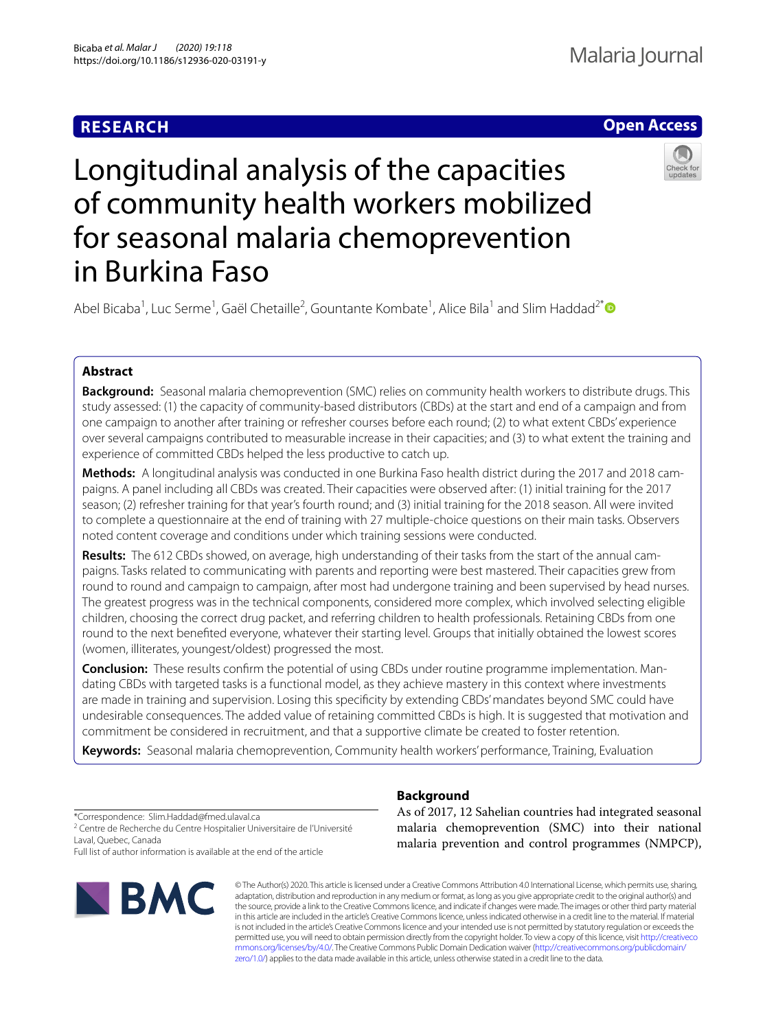**RESEARCH** **Open Access**

# Longitudinal analysis of the capacities of community health workers mobilized for seasonal malaria chemoprevention in Burkina Faso

Abel Bicaba[1], Luc Serme[1], Gaël Chetaille[2], Gountante Kombate[1], Alice Bila[1] and Slim Haddad[2*]

## Abstract

**Background:** Seasonal malaria chemoprevention (SMC) relies on community health workers to distribute drugs. This study assessed: (1) the capacity of community-based distributors (CBDs) at the start and end of a campaign and from one campaign to another after training or refresher courses before each round; (2) to what extent CBDs' experience over several campaigns contributed to measurable increase in their capacities; and (3) to what extent the training and experience of committed CBDs helped the less productive to catch up.

**Methods:** A longitudinal analysis was conducted in one Burkina Faso health district during the 2017 and 2018 campaigns. A panel including all CBDs was created. Their capacities were observed after: (1) initial training for the 2017 season; (2) refresher training for that year's fourth round; and (3) initial training for the 2018 season. All were invited to complete a questionnaire at the end of training with 27 multiple-choice questions on their main tasks. Observers noted content coverage and conditions under which training sessions were conducted.

**Results:** The 612 CBDs showed, on average, high understanding of their tasks from the start of the annual campaigns. Tasks related to communicating with parents and reporting were best mastered. Their capacities grew from round to round and campaign to campaign, after most had undergone training and been supervised by head nurses. The greatest progress was in the technical components, considered more complex, which involved selecting eligible children, choosing the correct drug packet, and referring children to health professionals. Retaining CBDs from one round to the next benefited everyone, whatever their starting level. Groups that initially obtained the lowest scores (women, illiterates, youngest/oldest) progressed the most.

**Conclusion:** These results confirm the potential of using CBDs under routine programme implementation. Mandating CBDs with targeted tasks is a functional model, as they achieve mastery in this context where investments are made in training and supervision. Losing this specificity by extending CBDs' mandates beyond SMC could have undesirable consequences. The added value of retaining committed CBDs is high. It is suggested that motivation and commitment be considered in recruitment, and that a supportive climate be created to foster retention.

**Keywords:** Seasonal malaria chemoprevention, Community health workers' performance, Training, Evaluation

*Correspondence: Slim.Haddad@fmed.ulaval.ca
[2] Centre de Recherche du Centre Hospitalier Universitaire de l'Université Laval, Quebec, Canada
Full list of author information is available at the end of the article

## Background

As of 2017, 12 Sahelian countries had integrated seasonal malaria chemoprevention (SMC) into their national malaria prevention and control programmes (NMPCP),

© The Author(s) 2020. This article is licensed under a Creative Commons Attribution 4.0 International License, which permits use, sharing, adaptation, distribution and reproduction in any medium or format, as long as you give appropriate credit to the original author(s) and the source, provide a link to the Creative Commons licence, and indicate if changes were made. The images or other third party material in this article are included in the article's Creative Commons licence, unless indicated otherwise in a credit line to the material. If material is not included in the article's Creative Commons licence and your intended use is not permitted by statutory regulation or exceeds the permitted use, you will need to obtain permission directly from the copyright holder. To view a copy of this licence, visit http://creativecommons.org/licenses/by/4.0/. The Creative Commons Public Domain Dedication waiver (http://creativecommons.org/publicdomain/zero/1.0/) applies to the data made available in this article, unless otherwise stated in a credit line to the data.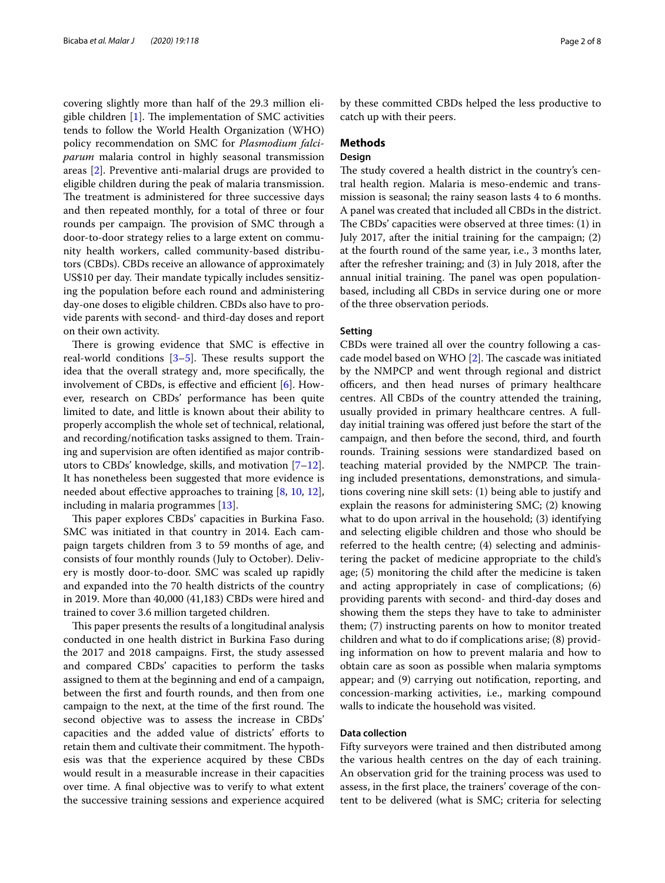covering slightly more than half of the 29.3 million eligible children [1]. The implementation of SMC activities tends to follow the World Health Organization (WHO) policy recommendation on SMC for *Plasmodium falciparum* malaria control in highly seasonal transmission areas [2]. Preventive anti-malarial drugs are provided to eligible children during the peak of malaria transmission. The treatment is administered for three successive days and then repeated monthly, for a total of three or four rounds per campaign. The provision of SMC through a door-to-door strategy relies to a large extent on community health workers, called community-based distributors (CBDs). CBDs receive an allowance of approximately US$10 per day. Their mandate typically includes sensitizing the population before each round and administering day-one doses to eligible children. CBDs also have to provide parents with second- and third-day doses and report on their own activity.

There is growing evidence that SMC is effective in real-world conditions [3–5]. These results support the idea that the overall strategy and, more specifically, the involvement of CBDs, is effective and efficient [6]. However, research on CBDs' performance has been quite limited to date, and little is known about their ability to properly accomplish the whole set of technical, relational, and recording/notification tasks assigned to them. Training and supervision are often identified as major contributors to CBDs' knowledge, skills, and motivation [7–12]. It has nonetheless been suggested that more evidence is needed about effective approaches to training [8, 10, 12], including in malaria programmes [13].

This paper explores CBDs' capacities in Burkina Faso. SMC was initiated in that country in 2014. Each campaign targets children from 3 to 59 months of age, and consists of four monthly rounds (July to October). Delivery is mostly door-to-door. SMC was scaled up rapidly and expanded into the 70 health districts of the country in 2019. More than 40,000 (41,183) CBDs were hired and trained to cover 3.6 million targeted children.

This paper presents the results of a longitudinal analysis conducted in one health district in Burkina Faso during the 2017 and 2018 campaigns. First, the study assessed and compared CBDs' capacities to perform the tasks assigned to them at the beginning and end of a campaign, between the first and fourth rounds, and then from one campaign to the next, at the time of the first round. The second objective was to assess the increase in CBDs' capacities and the added value of districts' efforts to retain them and cultivate their commitment. The hypothesis was that the experience acquired by these CBDs would result in a measurable increase in their capacities over time. A final objective was to verify to what extent the successive training sessions and experience acquired by these committed CBDs helped the less productive to catch up with their peers.

## Methods

### Design

The study covered a health district in the country's central health region. Malaria is meso-endemic and transmission is seasonal; the rainy season lasts 4 to 6 months. A panel was created that included all CBDs in the district. The CBDs' capacities were observed at three times: (1) in July 2017, after the initial training for the campaign; (2) at the fourth round of the same year, i.e., 3 months later, after the refresher training; and (3) in July 2018, after the annual initial training. The panel was open population-based, including all CBDs in service during one or more of the three observation periods.

### Setting

CBDs were trained all over the country following a cascade model based on WHO [2]. The cascade was initiated by the NMPCP and went through regional and district officers, and then head nurses of primary healthcare centres. All CBDs of the country attended the training, usually provided in primary healthcare centres. A full-day initial training was offered just before the start of the campaign, and then before the second, third, and fourth rounds. Training sessions were standardized based on teaching material provided by the NMPCP. The training included presentations, demonstrations, and simulations covering nine skill sets: (1) being able to justify and explain the reasons for administering SMC; (2) knowing what to do upon arrival in the household; (3) identifying and selecting eligible children and those who should be referred to the health centre; (4) selecting and administering the packet of medicine appropriate to the child's age; (5) monitoring the child after the medicine is taken and acting appropriately in case of complications; (6) providing parents with second- and third-day doses and showing them the steps they have to take to administer them; (7) instructing parents on how to monitor treated children and what to do if complications arise; (8) providing information on how to prevent malaria and how to obtain care as soon as possible when malaria symptoms appear; and (9) carrying out notification, reporting, and concession-marking activities, i.e., marking compound walls to indicate the household was visited.

### Data collection

Fifty surveyors were trained and then distributed among the various health centres on the day of each training. An observation grid for the training process was used to assess, in the first place, the trainers' coverage of the content to be delivered (what is SMC; criteria for selecting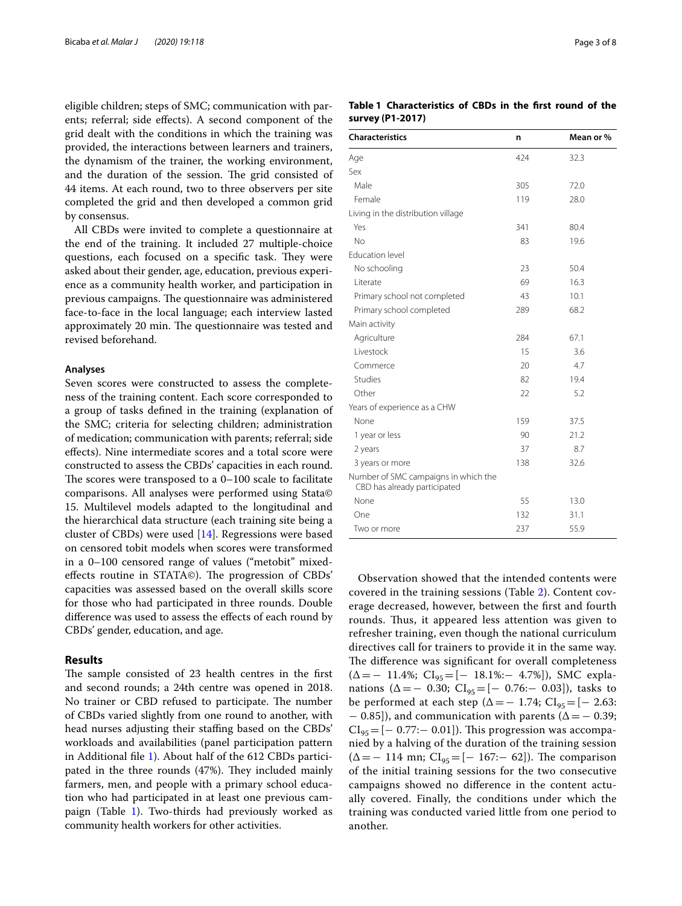eligible children; steps of SMC; communication with parents; referral; side effects). A second component of the grid dealt with the conditions in which the training was provided, the interactions between learners and trainers, the dynamism of the trainer, the working environment, and the duration of the session. The grid consisted of 44 items. At each round, two to three observers per site completed the grid and then developed a common grid by consensus.

All CBDs were invited to complete a questionnaire at the end of the training. It included 27 multiple-choice questions, each focused on a specific task. They were asked about their gender, age, education, previous experience as a community health worker, and participation in previous campaigns. The questionnaire was administered face-to-face in the local language; each interview lasted approximately 20 min. The questionnaire was tested and revised beforehand.

### Analyses

Seven scores were constructed to assess the completeness of the training content. Each score corresponded to a group of tasks defined in the training (explanation of the SMC; criteria for selecting children; administration of medication; communication with parents; referral; side effects). Nine intermediate scores and a total score were constructed to assess the CBDs' capacities in each round. The scores were transposed to a 0–100 scale to facilitate comparisons. All analyses were performed using Stata© 15. Multilevel models adapted to the longitudinal and the hierarchical data structure (each training site being a cluster of CBDs) were used [14]. Regressions were based on censored tobit models when scores were transformed in a 0–100 censored range of values ("metobit" mixed-effects routine in STATA©). The progression of CBDs' capacities was assessed based on the overall skills score for those who had participated in three rounds. Double difference was used to assess the effects of each round by CBDs' gender, education, and age.

## Results

The sample consisted of 23 health centres in the first and second rounds; a 24th centre was opened in 2018. No trainer or CBD refused to participate. The number of CBDs varied slightly from one round to another, with head nurses adjusting their staffing based on the CBDs' workloads and availabilities (panel participation pattern in Additional file 1). About half of the 612 CBDs participated in the three rounds (47%). They included mainly farmers, men, and people with a primary school education who had participated in at least one previous campaign (Table 1). Two-thirds had previously worked as community health workers for other activities.

**Table 1 Characteristics of CBDs in the first round of the survey (P1-2017)**

| Characteristics | n | Mean or % |
|---|---|---|
| Age | 424 | 32.3 |
| Sex | | |
| Male | 305 | 72.0 |
| Female | 119 | 28.0 |
| Living in the distribution village | | |
| Yes | 341 | 80.4 |
| No | 83 | 19.6 |
| Education level | | |
| No schooling | 23 | 50.4 |
| Literate | 69 | 16.3 |
| Primary school not completed | 43 | 10.1 |
| Primary school completed | 289 | 68.2 |
| Main activity | | |
| Agriculture | 284 | 67.1 |
| Livestock | 15 | 3.6 |
| Commerce | 20 | 4.7 |
| Studies | 82 | 19.4 |
| Other | 22 | 5.2 |
| Years of experience as a CHW | | |
| None | 159 | 37.5 |
| 1 year or less | 90 | 21.2 |
| 2 years | 37 | 8.7 |
| 3 years or more | 138 | 32.6 |
| Number of SMC campaigns in which the CBD has already participated | | |
| None | 55 | 13.0 |
| One | 132 | 31.1 |
| Two or more | 237 | 55.9 |

Observation showed that the intended contents were covered in the training sessions (Table 2). Content coverage decreased, however, between the first and fourth rounds. Thus, it appeared less attention was given to refresher training, even though the national curriculum directives call for trainers to provide it in the same way. The difference was significant for overall completeness ($\Delta = -11.4\%$; $CI_{95} = [-18.1\%:-4.7\%]$), SMC explanations ($\Delta = -0.30$; $CI_{95} = [-0.76:-0.03]$), tasks to be performed at each step ($\Delta = -1.74$; $CI_{95} = [-2.63:-0.85]$), and communication with parents ($\Delta = -0.39$; $CI_{95} = [-0.77:-0.01]$). This progression was accompanied by a halving of the duration of the training session ($\Delta = -114$ mn; $CI_{95} = [-167:-62]$). The comparison of the initial training sessions for the two consecutive campaigns showed no difference in the content actually covered. Finally, the conditions under which the training was conducted varied little from one period to another.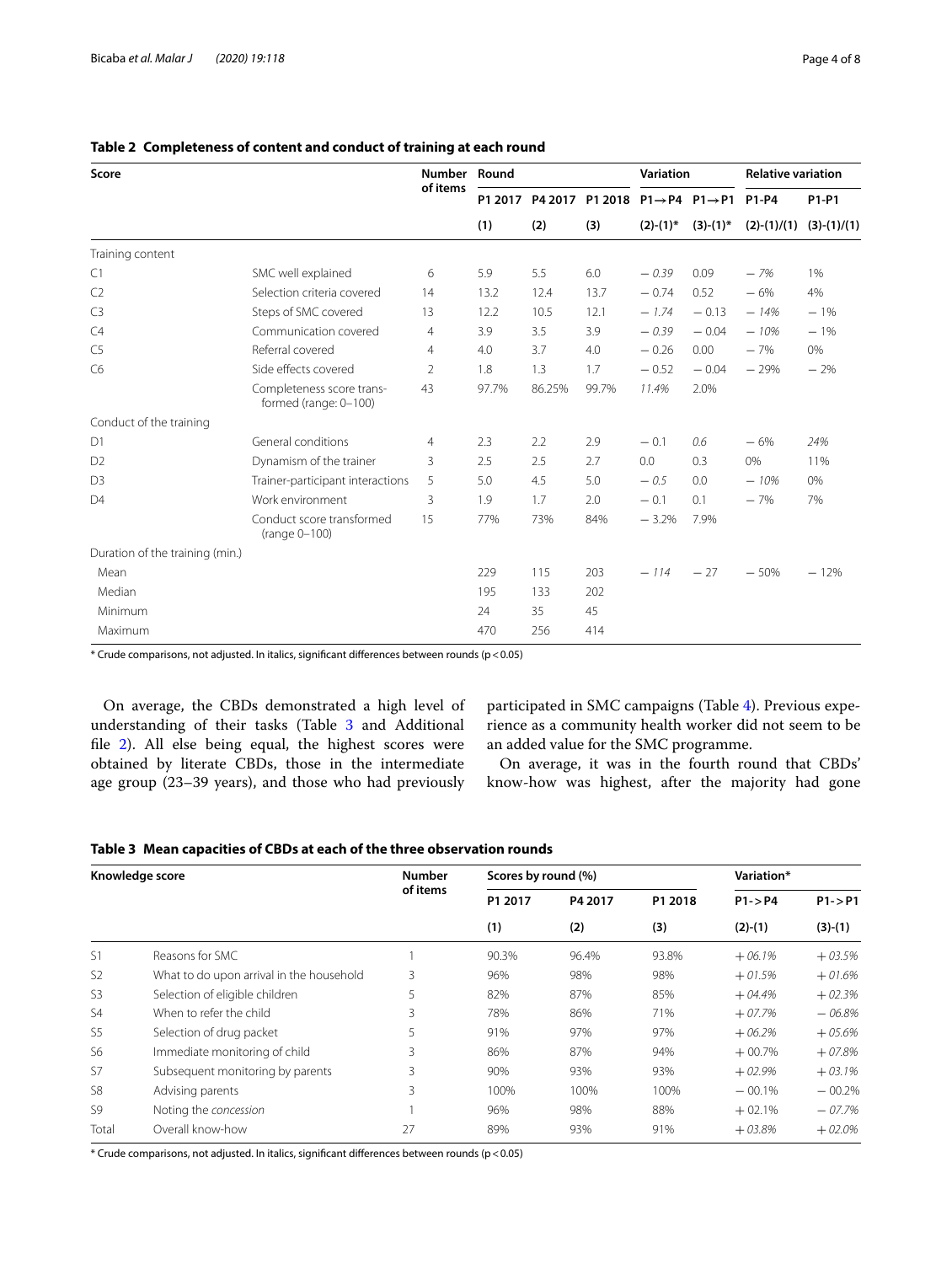**Table 2 Completeness of content and conduct of training at each round**

| Score | | Number of items | Round | | | Variation | | Relative variation | |
|---|---|---|---|---|---|---|---|---|---|
| | | | P1 2017 | P4 2017 | P1 2018 | P1→P4 | P1→P1 | P1-P4 | P1-P1 |
| | | | (1) | (2) | (3) | (2)-(1)* | (3)-(1)* | (2)-(1)/(1) | (3)-(1)/(1) |
| Training content | | | | | | | | | |
| C1 | SMC well explained | 6 | 5.9 | 5.5 | 6.0 | *− 0.39* | 0.09 | *− 7%* | 1% |
| C2 | Selection criteria covered | 14 | 13.2 | 12.4 | 13.7 | − 0.74 | 0.52 | − 6% | 4% |
| C3 | Steps of SMC covered | 13 | 12.2 | 10.5 | 12.1 | *− 1.74* | − 0.13 | *− 14%* | − 1% |
| C4 | Communication covered | 4 | 3.9 | 3.5 | 3.9 | *− 0.39* | − 0.04 | *− 10%* | − 1% |
| C5 | Referral covered | 4 | 4.0 | 3.7 | 4.0 | − 0.26 | 0.00 | − 7% | 0% |
| C6 | Side effects covered | 2 | 1.8 | 1.3 | 1.7 | − 0.52 | − 0.04 | − 29% | − 2% |
| | Completeness score transformed (range: 0–100) | 43 | 97.7% | 86.25% | 99.7% | *11.4%* | 2.0% | | |
| Conduct of the training | | | | | | | | | |
| D1 | General conditions | 4 | 2.3 | 2.2 | 2.9 | − 0.1 | *0.6* | − 6% | 24% |
| D2 | Dynamism of the trainer | 3 | 2.5 | 2.5 | 2.7 | 0.0 | 0.3 | 0% | 11% |
| D3 | Trainer-participant interactions | 5 | 5.0 | 4.5 | 5.0 | *− 0.5* | 0.0 | *− 10%* | 0% |
| D4 | Work environment | 3 | 1.9 | 1.7 | 2.0 | − 0.1 | 0.1 | − 7% | 7% |
| | Conduct score transformed (range 0–100) | 15 | 77% | 73% | 84% | − 3.2% | 7.9% | | |
| Duration of the training (min.) | | | | | | | | | |
| Mean | | | 229 | 115 | 203 | *− 114* | − 27 | − 50% | − 12% |
| Median | | | 195 | 133 | 202 | | | | |
| Minimum | | | 24 | 35 | 45 | | | | |
| Maximum | | | 470 | 256 | 414 | | | | |

\* Crude comparisons, not adjusted. In italics, significant differences between rounds ($p < 0.05$)

On average, the CBDs demonstrated a high level of understanding of their tasks (Table 3 and Additional file 2). All else being equal, the highest scores were obtained by literate CBDs, those in the intermediate age group (23–39 years), and those who had previously participated in SMC campaigns (Table 4). Previous experience as a community health worker did not seem to be an added value for the SMC programme.

On average, it was in the fourth round that CBDs' know-how was highest, after the majority had gone

**Table 3 Mean capacities of CBDs at each of the three observation rounds**

| Knowledge score | | Number of items | Scores by round (%) | | | Variation* | |
|---|---|---|---|---|---|---|---|
| | | | P1 2017 | P4 2017 | P1 2018 | P1->P4 | P1->P1 |
| | | | (1) | (2) | (3) | (2)-(1) | (3)-(1) |
| S1 | Reasons for SMC | 1 | 90.3% | 96.4% | 93.8% | *+ 06.1%* | *+ 03.5%* |
| S2 | What to do upon arrival in the household | 3 | 96% | 98% | 98% | *+ 01.5%* | *+ 01.6%* |
| S3 | Selection of eligible children | 5 | 82% | 87% | 85% | *+ 04.4%* | *+ 02.3%* |
| S4 | When to refer the child | 3 | 78% | 86% | 71% | *+ 07.7%* | *− 06.8%* |
| S5 | Selection of drug packet | 5 | 91% | 97% | 97% | *+ 06.2%* | *+ 05.6%* |
| S6 | Immediate monitoring of child | 3 | 86% | 87% | 94% | + 00.7% | *+ 07.8%* |
| S7 | Subsequent monitoring by parents | 3 | 90% | 93% | 93% | *+ 02.9%* | *+ 03.1%* |
| S8 | Advising parents | 3 | 100% | 100% | 100% | − 00.1% | − 00.2% |
| S9 | Noting the *concession* | 1 | 96% | 98% | 88% | + 02.1% | *− 07.7%* |
| Total | Overall know-how | 27 | 89% | 93% | 91% | *+ 03.8%* | *+ 02.0%* |

\* Crude comparisons, not adjusted. In italics, significant differences between rounds ($p < 0.05$)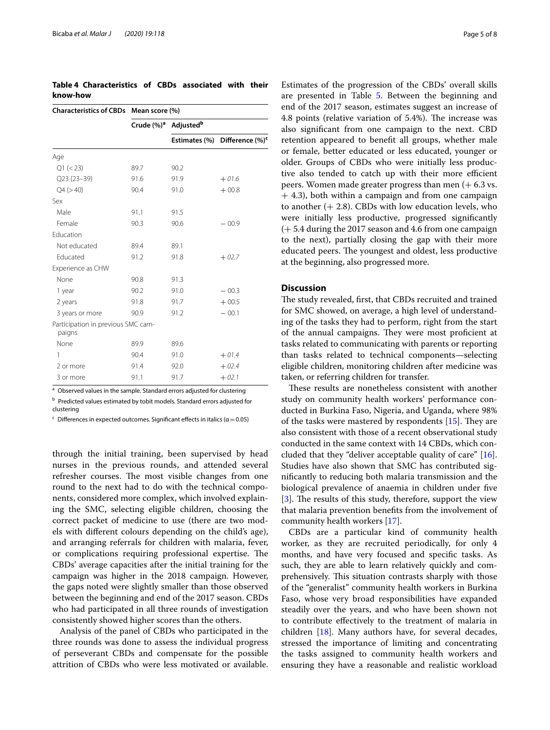**Table 4 Characteristics of CBDs associated with their know-how**

| Characteristics of CBDs | Mean score (%) | | |
|---|---|---|---|
| | Crude (%)[a] | Adjusted[b] | |
| | | Estimates (%) | Difference (%)[c] |
| Age | | | |
| Q1 (< 23) | 89.7 | 90.2 | |
| Q23 (23–39) | 91.6 | 91.9 | *+ 01.6* |
| Q4 (> 40) | 90.4 | 91.0 | + 00.8 |
| Sex | | | |
| Male | 91.1 | 91.5 | |
| Female | 90.3 | 90.6 | − 00.9 |
| Education | | | |
| Not educated | 89.4 | 89.1 | |
| Educated | 91.2 | 91.8 | *+ 02.7* |
| Experience as CHW | | | |
| None | 90.8 | 91.3 | |
| 1 year | 90.2 | 91.0 | − 00.3 |
| 2 years | 91.8 | 91.7 | + 00.5 |
| 3 years or more | 90.9 | 91.2 | − 00.1 |
| Participation in previous SMC campaigns | | | |
| None | 89.9 | 89.6 | |
| 1 | 90.4 | 91.0 | *+ 01.4* |
| 2 or more | 91.4 | 92.0 | *+ 02.4* |
| 3 or more | 91.1 | 91.7 | *+ 02.1* |

[a] Observed values in the sample. Standard errors adjusted for clustering

[b] Predicted values estimated by tobit models. Standard errors adjusted for clustering

[c] Differences in expected outcomes. Significant effects in italics (α = 0.05)

through the initial training, been supervised by head nurses in the previous rounds, and attended several refresher courses. The most visible changes from one round to the next had to do with the technical components, considered more complex, which involved explaining the SMC, selecting eligible children, choosing the correct packet of medicine to use (there are two models with different colours depending on the child's age), and arranging referrals for children with malaria, fever, or complications requiring professional expertise. The CBDs' average capacities after the initial training for the campaign was higher in the 2018 campaign. However, the gaps noted were slightly smaller than those observed between the beginning and end of the 2017 season. CBDs who had participated in all three rounds of investigation consistently showed higher scores than the others.

Analysis of the panel of CBDs who participated in the three rounds was done to assess the individual progress of perseverant CBDs and compensate for the possible attrition of CBDs who were less motivated or available. Estimates of the progression of the CBDs' overall skills are presented in Table 5. Between the beginning and end of the 2017 season, estimates suggest an increase of 4.8 points (relative variation of 5.4%). The increase was also significant from one campaign to the next. CBD retention appeared to benefit all groups, whether male or female, better educated or less educated, younger or older. Groups of CBDs who were initially less productive also tended to catch up with their more efficient peers. Women made greater progress than men (+ 6.3 vs. + 4.3), both within a campaign and from one campaign to another (+ 2.8). CBDs with low education levels, who were initially less productive, progressed significantly (+ 5.4 during the 2017 season and 4.6 from one campaign to the next), partially closing the gap with their more educated peers. The youngest and oldest, less productive at the beginning, also progressed more.

## Discussion

The study revealed, first, that CBDs recruited and trained for SMC showed, on average, a high level of understanding of the tasks they had to perform, right from the start of the annual campaigns. They were most proficient at tasks related to communicating with parents or reporting than tasks related to technical components—selecting eligible children, monitoring children after medicine was taken, or referring children for transfer.

These results are nonetheless consistent with another study on community health workers' performance conducted in Burkina Faso, Nigeria, and Uganda, where 98% of the tasks were mastered by respondents [15]. They are also consistent with those of a recent observational study conducted in the same context with 14 CBDs, which concluded that they "deliver acceptable quality of care" [16]. Studies have also shown that SMC has contributed significantly to reducing both malaria transmission and the biological prevalence of anaemia in children under five [3]. The results of this study, therefore, support the view that malaria prevention benefits from the involvement of community health workers [17].

CBDs are a particular kind of community health worker, as they are recruited periodically, for only 4 months, and have very focused and specific tasks. As such, they are able to learn relatively quickly and comprehensively. This situation contrasts sharply with those of the "generalist" community health workers in Burkina Faso, whose very broad responsibilities have expanded steadily over the years, and who have been shown not to contribute effectively to the treatment of malaria in children [18]. Many authors have, for several decades, stressed the importance of limiting and concentrating the tasks assigned to community health workers and ensuring they have a reasonable and realistic workload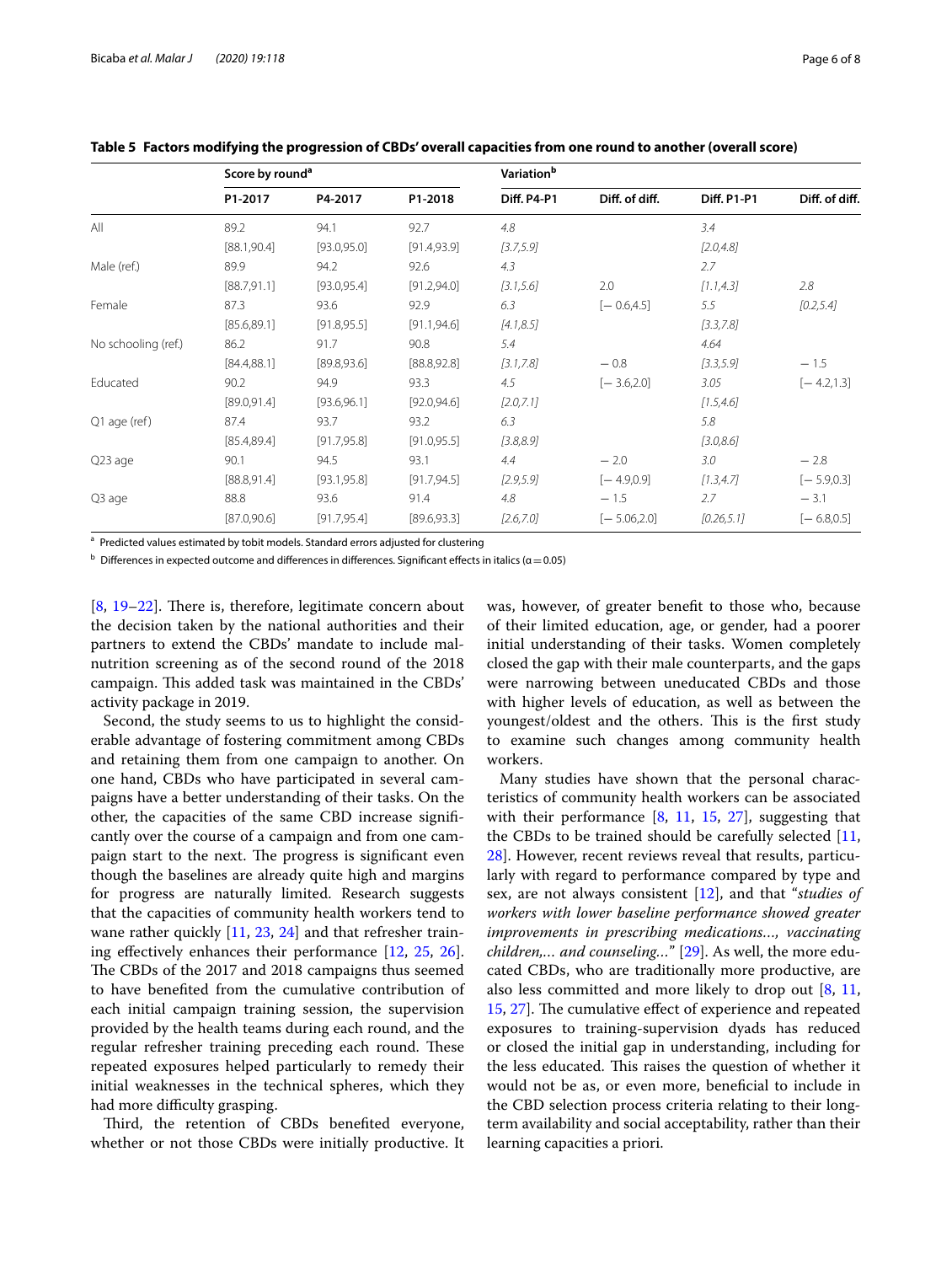**Table 5 Factors modifying the progression of CBDs' overall capacities from one round to another (overall score)**

| | Score by round[a] | | | Variation[b] | | | |
|---|---|---|---|---|---|---|---|
| | P1-2017 | P4-2017 | P1-2018 | Diff. P4-P1 | Diff. of diff. | Diff. P1-P1 | Diff. of diff. |
| All | 89.2 | 94.1 | 92.7 | *4.8* | | *3.4* | |
| | [88.1,90.4] | [93.0,95.0] | [91.4,93.9] | *[3.7,5.9]* | | *[2.0,4.8]* | |
| Male (ref.) | 89.9 | 94.2 | 92.6 | *4.3* | | *2.7* | |
| | [88.7,91.1] | [93.0,95.4] | [91.2,94.0] | *[3.1,5.6]* | 2.0 | *[1.1,4.3]* | *2.8* |
| Female | 87.3 | 93.6 | 92.9 | *6.3* | [− 0.6,4.5] | *5.5* | *[0.2,5.4]* |
| | [85.6,89.1] | [91.8,95.5] | [91.1,94.6] | *[4.1,8.5]* | | *[3.3,7.8]* | |
| No schooling (ref.) | 86.2 | 91.7 | 90.8 | *5.4* | | *4.64* | |
| | [84.4,88.1] | [89.8,93.6] | [88.8,92.8] | *[3.1,7.8]* | − 0.8 | *[3.3,5.9]* | − 1.5 |
| Educated | 90.2 | 94.9 | 93.3 | *4.5* | [− 3.6,2.0] | *3.05* | [− 4.2,1.3] |
| | [89.0,91.4] | [93.6,96.1] | [92.0,94.6] | *[2.0,7.1]* | | *[1.5,4.6]* | |
| Q1 age (ref) | 87.4 | 93.7 | 93.2 | *6.3* | | *5.8* | |
| | [85.4,89.4] | [91.7,95.8] | [91.0,95.5] | *[3.8,8.9]* | | *[3.0,8.6]* | |
| Q23 age | 90.1 | 94.5 | 93.1 | *4.4* | − 2.0 | *3.0* | − 2.8 |
| | [88.8,91.4] | [93.1,95.8] | [91.7,94.5] | *[2.9,5.9]* | [− 4.9,0.9] | *[1.3,4.7]* | [− 5.9,0.3] |
| Q3 age | 88.8 | 93.6 | 91.4 | *4.8* | − 1.5 | *2.7* | − 3.1 |
| | [87.0,90.6] | [91.7,95.4] | [89.6,93.3] | *[2.6,7.0]* | [− 5.06,2.0] | *[0.26,5.1]* | [− 6.8,0.5] |

[a] Predicted values estimated by tobit models. Standard errors adjusted for clustering

[b] Differences in expected outcome and differences in differences. Significant effects in italics (α = 0.05)

[8, 19–22]. There is, therefore, legitimate concern about the decision taken by the national authorities and their partners to extend the CBDs' mandate to include malnutrition screening as of the second round of the 2018 campaign. This added task was maintained in the CBDs' activity package in 2019.

Second, the study seems to us to highlight the considerable advantage of fostering commitment among CBDs and retaining them from one campaign to another. On one hand, CBDs who have participated in several campaigns have a better understanding of their tasks. On the other, the capacities of the same CBD increase significantly over the course of a campaign and from one campaign start to the next. The progress is significant even though the baselines are already quite high and margins for progress are naturally limited. Research suggests that the capacities of community health workers tend to wane rather quickly [11, 23, 24] and that refresher training effectively enhances their performance [12, 25, 26]. The CBDs of the 2017 and 2018 campaigns thus seemed to have benefited from the cumulative contribution of each initial campaign training session, the supervision provided by the health teams during each round, and the regular refresher training preceding each round. These repeated exposures helped particularly to remedy their initial weaknesses in the technical spheres, which they had more difficulty grasping.

Third, the retention of CBDs benefited everyone, whether or not those CBDs were initially productive. It was, however, of greater benefit to those who, because of their limited education, age, or gender, had a poorer initial understanding of their tasks. Women completely closed the gap with their male counterparts, and the gaps were narrowing between uneducated CBDs and those with higher levels of education, as well as between the youngest/oldest and the others. This is the first study to examine such changes among community health workers.

Many studies have shown that the personal characteristics of community health workers can be associated with their performance [8, 11, 15, 27], suggesting that the CBDs to be trained should be carefully selected [11, 28]. However, recent reviews reveal that results, particularly with regard to performance compared by type and sex, are not always consistent [12], and that "*studies of workers with lower baseline performance showed greater improvements in prescribing medications…, vaccinating children,… and counseling…*" [29]. As well, the more educated CBDs, who are traditionally more productive, are also less committed and more likely to drop out [8, 11, 15, 27]. The cumulative effect of experience and repeated exposures to training-supervision dyads has reduced or closed the initial gap in understanding, including for the less educated. This raises the question of whether it would not be as, or even more, beneficial to include in the CBD selection process criteria relating to their long-term availability and social acceptability, rather than their learning capacities a priori.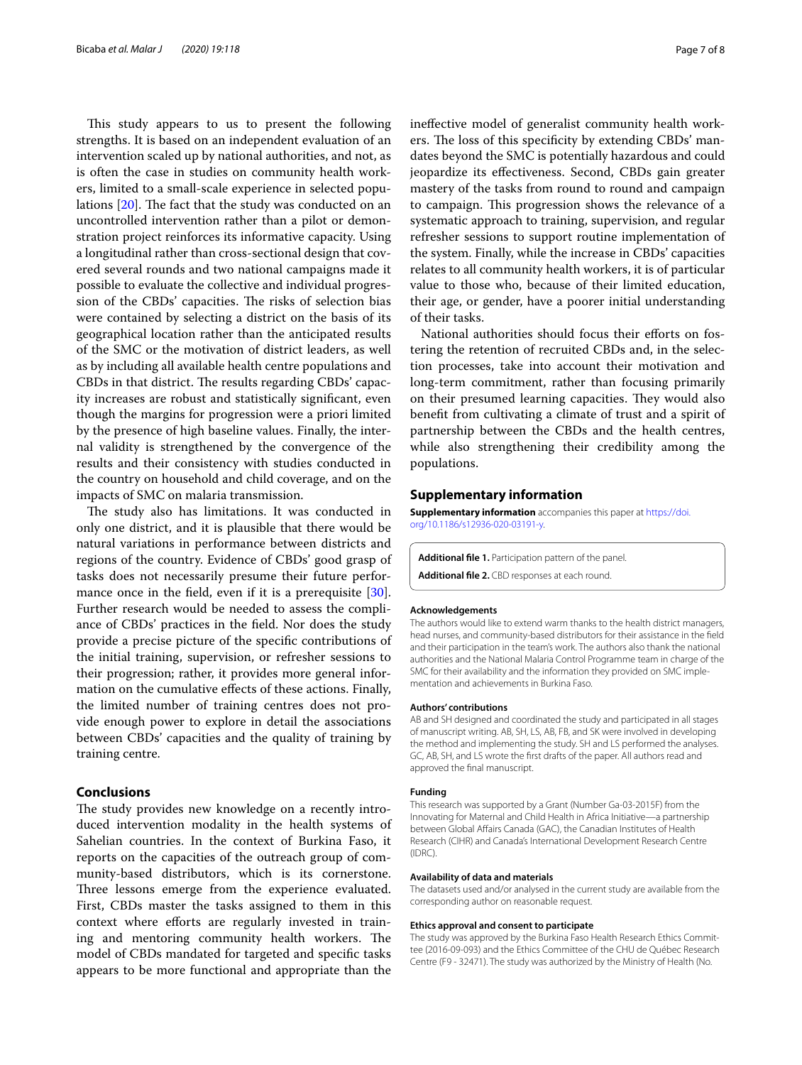This study appears to us to present the following strengths. It is based on an independent evaluation of an intervention scaled up by national authorities, and not, as is often the case in studies on community health workers, limited to a small-scale experience in selected populations [20]. The fact that the study was conducted on an uncontrolled intervention rather than a pilot or demonstration project reinforces its informative capacity. Using a longitudinal rather than cross-sectional design that covered several rounds and two national campaigns made it possible to evaluate the collective and individual progression of the CBDs' capacities. The risks of selection bias were contained by selecting a district on the basis of its geographical location rather than the anticipated results of the SMC or the motivation of district leaders, as well as by including all available health centre populations and CBDs in that district. The results regarding CBDs' capacity increases are robust and statistically significant, even though the margins for progression were a priori limited by the presence of high baseline values. Finally, the internal validity is strengthened by the convergence of the results and their consistency with studies conducted in the country on household and child coverage, and on the impacts of SMC on malaria transmission.

The study also has limitations. It was conducted in only one district, and it is plausible that there would be natural variations in performance between districts and regions of the country. Evidence of CBDs' good grasp of tasks does not necessarily presume their future performance once in the field, even if it is a prerequisite [30]. Further research would be needed to assess the compliance of CBDs' practices in the field. Nor does the study provide a precise picture of the specific contributions of the initial training, supervision, or refresher sessions to their progression; rather, it provides more general information on the cumulative effects of these actions. Finally, the limited number of training centres does not provide enough power to explore in detail the associations between CBDs' capacities and the quality of training by training centre.

## Conclusions

The study provides new knowledge on a recently introduced intervention modality in the health systems of Sahelian countries. In the context of Burkina Faso, it reports on the capacities of the outreach group of community-based distributors, which is its cornerstone. Three lessons emerge from the experience evaluated. First, CBDs master the tasks assigned to them in this context where efforts are regularly invested in training and mentoring community health workers. The model of CBDs mandated for targeted and specific tasks appears to be more functional and appropriate than the ineffective model of generalist community health workers. The loss of this specificity by extending CBDs' mandates beyond the SMC is potentially hazardous and could jeopardize its effectiveness. Second, CBDs gain greater mastery of the tasks from round to round and campaign to campaign. This progression shows the relevance of a systematic approach to training, supervision, and regular refresher sessions to support routine implementation of the system. Finally, while the increase in CBDs' capacities relates to all community health workers, it is of particular value to those who, because of their limited education, their age, or gender, have a poorer initial understanding of their tasks.

National authorities should focus their efforts on fostering the retention of recruited CBDs and, in the selection processes, take into account their motivation and long-term commitment, rather than focusing primarily on their presumed learning capacities. They would also benefit from cultivating a climate of trust and a spirit of partnership between the CBDs and the health centres, while also strengthening their credibility among the populations.

## Supplementary information

**Supplementary information** accompanies this paper at https://doi.org/10.1186/s12936-020-03191-y.

**Additional file 1.** Participation pattern of the panel.

**Additional file 2.** CBD responses at each round.

#### Acknowledgements

The authors would like to extend warm thanks to the health district managers, head nurses, and community-based distributors for their assistance in the field and their participation in the team's work. The authors also thank the national authorities and the National Malaria Control Programme team in charge of the SMC for their availability and the information they provided on SMC implementation and achievements in Burkina Faso.

#### Authors' contributions

AB and SH designed and coordinated the study and participated in all stages of manuscript writing. AB, SH, LS, AB, FB, and SK were involved in developing the method and implementing the study. SH and LS performed the analyses. GC, AB, SH, and LS wrote the first drafts of the paper. All authors read and approved the final manuscript.

#### Funding

This research was supported by a Grant (Number Ga-03-2015F) from the Innovating for Maternal and Child Health in Africa Initiative—a partnership between Global Affairs Canada (GAC), the Canadian Institutes of Health Research (CIHR) and Canada's International Development Research Centre (IDRC).

#### Availability of data and materials

The datasets used and/or analysed in the current study are available from the corresponding author on reasonable request.

#### Ethics approval and consent to participate

The study was approved by the Burkina Faso Health Research Ethics Committee (2016-09-093) and the Ethics Committee of the CHU de Québec Research Centre (F9 - 32471). The study was authorized by the Ministry of Health (No.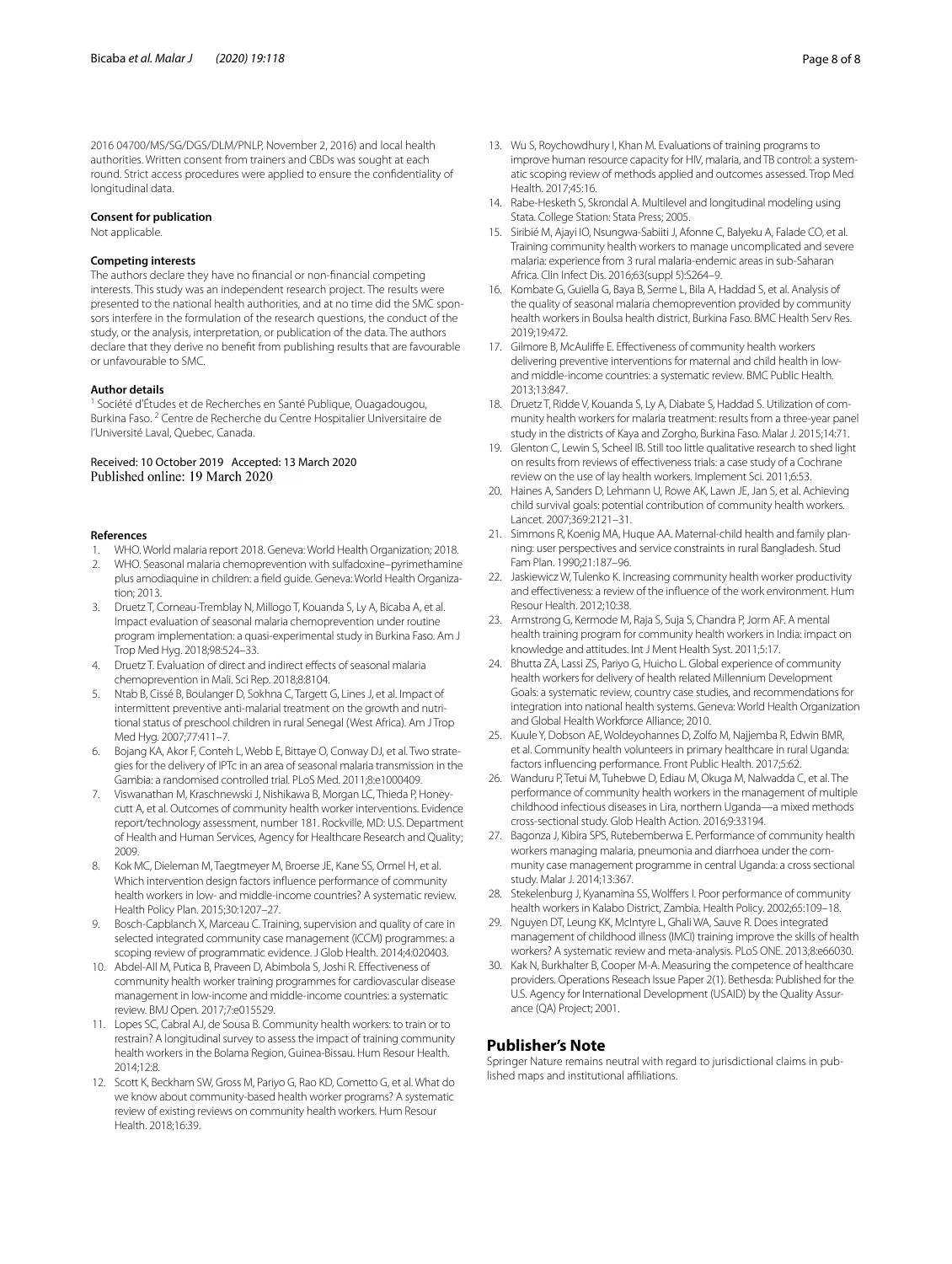2016 04700/MS/SG/DGS/DLM/PNLP, November 2, 2016) and local health authorities. Written consent from trainers and CBDs was sought at each round. Strict access procedures were applied to ensure the confidentiality of longitudinal data.

### Consent for publication

Not applicable.

### Competing interests

The authors declare they have no financial or non-financial competing interests. This study was an independent research project. The results were presented to the national health authorities, and at no time did the SMC sponsors interfere in the formulation of the research questions, the conduct of the study, or the analysis, interpretation, or publication of the data. The authors declare that they derive no benefit from publishing results that are favourable or unfavourable to SMC.

### Author details

[1] Société d'Études et de Recherches en Santé Publique, Ouagadougou, Burkina Faso. [2] Centre de Recherche du Centre Hospitalier Universitaire de l'Université Laval, Quebec, Canada.

Received: 10 October 2019 Accepted: 13 March 2020
Published online: 19 March 2020

### References

1. WHO. World malaria report 2018. Geneva: World Health Organization; 2018.
2. WHO. Seasonal malaria chemoprevention with sulfadoxine–pyrimethamine plus amodiaquine in children: a field guide. Geneva: World Health Organization; 2013.
3. Druetz T, Corneau-Tremblay N, Millogo T, Kouanda S, Ly A, Bicaba A, et al. Impact evaluation of seasonal malaria chemoprevention under routine program implementation: a quasi-experimental study in Burkina Faso. Am J Trop Med Hyg. 2018;98:524–33.
4. Druetz T. Evaluation of direct and indirect effects of seasonal malaria chemoprevention in Mali. Sci Rep. 2018;8:8104.
5. Ntab B, Cissé B, Boulanger D, Sokhna C, Targett G, Lines J, et al. Impact of intermittent preventive anti-malarial treatment on the growth and nutritional status of preschool children in rural Senegal (West Africa). Am J Trop Med Hyg. 2007;77:411–7.
6. Bojang KA, Akor F, Conteh L, Webb E, Bittaye O, Conway DJ, et al. Two strategies for the delivery of IPTc in an area of seasonal malaria transmission in the Gambia: a randomised controlled trial. PLoS Med. 2011;8:e1000409.
7. Viswanathan M, Kraschnewski J, Nishikawa B, Morgan LC, Thieda P, Honeycutt A, et al. Outcomes of community health worker interventions. Evidence report/technology assessment, number 181. Rockville, MD: U.S. Department of Health and Human Services, Agency for Healthcare Research and Quality; 2009.
8. Kok MC, Dieleman M, Taegtmeyer M, Broerse JE, Kane SS, Ormel H, et al. Which intervention design factors influence performance of community health workers in low- and middle-income countries? A systematic review. Health Policy Plan. 2015;30:1207–27.
9. Bosch-Capblanch X, Marceau C. Training, supervision and quality of care in selected integrated community case management (iCCM) programmes: a scoping review of programmatic evidence. J Glob Health. 2014;4:020403.
10. Abdel-All M, Putica B, Praveen D, Abimbola S, Joshi R. Effectiveness of community health worker training programmes for cardiovascular disease management in low-income and middle-income countries: a systematic review. BMJ Open. 2017;7:e015529.
11. Lopes SC, Cabral AJ, de Sousa B. Community health workers: to train or to restrain? A longitudinal survey to assess the impact of training community health workers in the Bolama Region, Guinea-Bissau. Hum Resour Health. 2014;12:8.
12. Scott K, Beckham SW, Gross M, Pariyo G, Rao KD, Cometto G, et al. What do we know about community-based health worker programs? A systematic review of existing reviews on community health workers. Hum Resour Health. 2018;16:39.
13. Wu S, Roychowdhury I, Khan M. Evaluations of training programs to improve human resource capacity for HIV, malaria, and TB control: a systematic scoping review of methods applied and outcomes assessed. Trop Med Health. 2017;45:16.
14. Rabe-Hesketh S, Skrondal A. Multilevel and longitudinal modeling using Stata. College Station: Stata Press; 2005.
15. Siribié M, Ajayi IO, Nsungwa-Sabiiti J, Afonne C, Balyeku A, Falade CO, et al. Training community health workers to manage uncomplicated and severe malaria: experience from 3 rural malaria-endemic areas in sub-Saharan Africa. Clin Infect Dis. 2016;63(suppl 5):S264–9.
16. Kombate G, Guiella G, Baya B, Serme L, Bila A, Haddad S, et al. Analysis of the quality of seasonal malaria chemoprevention provided by community health workers in Boulsa health district, Burkina Faso. BMC Health Serv Res. 2019;19:472.
17. Gilmore B, McAuliffe E. Effectiveness of community health workers delivering preventive interventions for maternal and child health in low- and middle-income countries: a systematic review. BMC Public Health. 2013;13:847.
18. Druetz T, Ridde V, Kouanda S, Ly A, Diabate S, Haddad S. Utilization of community health workers for malaria treatment: results from a three-year panel study in the districts of Kaya and Zorgho, Burkina Faso. Malar J. 2015;14:71.
19. Glenton C, Lewin S, Scheel IB. Still too little qualitative research to shed light on results from reviews of effectiveness trials: a case study of a Cochrane review on the use of lay health workers. Implement Sci. 2011;6:53.
20. Haines A, Sanders D, Lehmann U, Rowe AK, Lawn JE, Jan S, et al. Achieving child survival goals: potential contribution of community health workers. Lancet. 2007;369:2121–31.
21. Simmons R, Koenig MA, Huque AA. Maternal-child health and family planning: user perspectives and service constraints in rural Bangladesh. Stud Fam Plan. 1990;21:187–96.
22. Jaskiewicz W, Tulenko K. Increasing community health worker productivity and effectiveness: a review of the influence of the work environment. Hum Resour Health. 2012;10:38.
23. Armstrong G, Kermode M, Raja S, Suja S, Chandra P, Jorm AF. A mental health training program for community health workers in India: impact on knowledge and attitudes. Int J Ment Health Syst. 2011;5:17.
24. Bhutta ZA, Lassi ZS, Pariyo G, Huicho L. Global experience of community health workers for delivery of health related Millennium Development Goals: a systematic review, country case studies, and recommendations for integration into national health systems. Geneva: World Health Organization and Global Health Workforce Alliance; 2010.
25. Kuule Y, Dobson AE, Woldeyohannes D, Zolfo M, Najjemba R, Edwin BMR, et al. Community health volunteers in primary healthcare in rural Uganda: factors influencing performance. Front Public Health. 2017;5:62.
26. Wanduru P, Tetui M, Tuhebwe D, Ediau M, Okuga M, Nalwadda C, et al. The performance of community health workers in the management of multiple childhood infectious diseases in Lira, northern Uganda—a mixed methods cross-sectional study. Glob Health Action. 2016;9:33194.
27. Bagonza J, Kibira SPS, Rutebemberwa E. Performance of community health workers managing malaria, pneumonia and diarrhoea under the community case management programme in central Uganda: a cross sectional study. Malar J. 2014;13:367.
28. Stekelenburg J, Kyanamina SS, Wolffers I. Poor performance of community health workers in Kalabo District, Zambia. Health Policy. 2002;65:109–18.
29. Nguyen DT, Leung KK, McIntyre L, Ghali WA, Sauve R. Does integrated management of childhood illness (IMCI) training improve the skills of health workers? A systematic review and meta-analysis. PLoS ONE. 2013;8:e66030.
30. Kak N, Burkhalter B, Cooper M-A. Measuring the competence of healthcare providers. Operations Reseach Issue Paper 2(1). Bethesda: Published for the U.S. Agency for International Development (USAID) by the Quality Assurance (QA) Project; 2001.

## Publisher's Note

Springer Nature remains neutral with regard to jurisdictional claims in published maps and institutional affiliations.